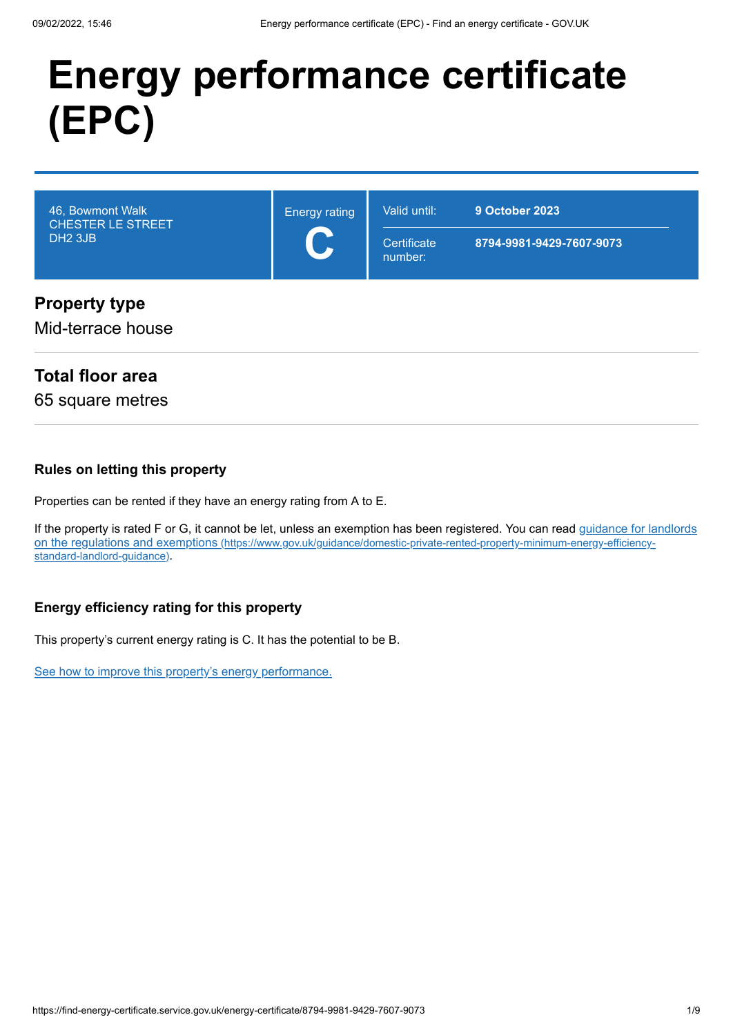# Energy performance certificate (EPC)

| 46, Bowmont Walk<br>CHESTER LE STREET<br>DH2 3JB | Energy rating<br>**C** | Valid until: **9 October 2023**<br>Certificate number: **8794-9981-9429-7607-9073** |
| --- | --- | --- |

## Property type

Mid-terrace house

## Total floor area

65 square metres

### Rules on letting this property

Properties can be rented if they have an energy rating from A to E.

If the property is rated F or G, it cannot be let, unless an exemption has been registered. You can read [guidance for landlords on the regulations and exemptions](https://www.gov.uk/guidance/domestic-private-rented-property-minimum-energy-efficiency-standard-landlord-guidance) (https://www.gov.uk/guidance/domestic-private-rented-property-minimum-energy-efficiency-standard-landlord-guidance).

### Energy efficiency rating for this property

This property's current energy rating is C. It has the potential to be B.

See how to improve this property's energy performance.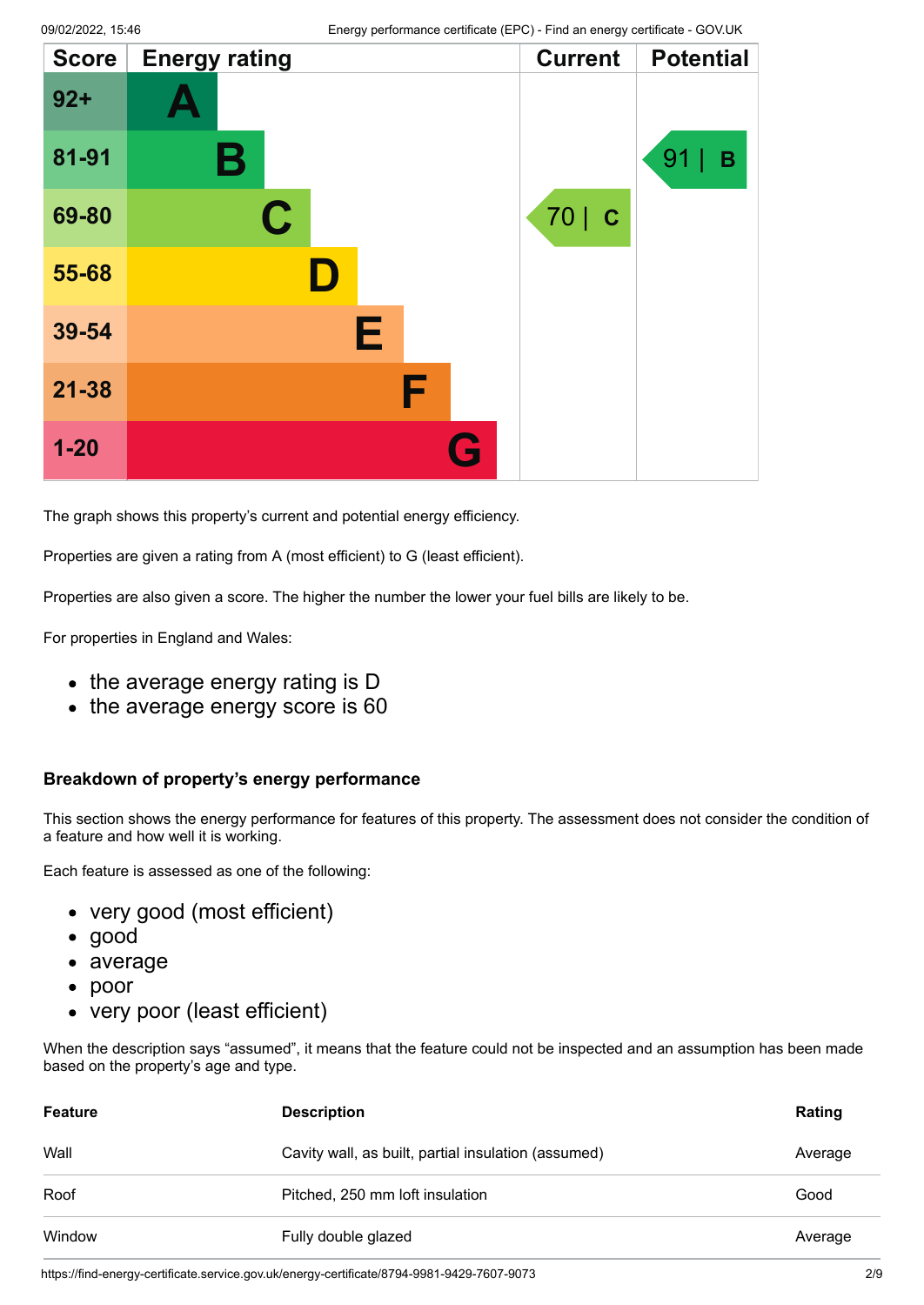| Score | Energy rating | Current | Potential |
|---|---|---|---|
| 92+ | A | | |
| 81-91 | B | | 91 \| B |
| 69-80 | C | 70 \| C | |
| 55-68 | D | | |
| 39-54 | E | | |
| 21-38 | F | | |
| 1-20 | G | | |

The graph shows this property's current and potential energy efficiency.

Properties are given a rating from A (most efficient) to G (least efficient).

Properties are also given a score. The higher the number the lower your fuel bills are likely to be.

For properties in England and Wales:

- the average energy rating is D
- the average energy score is 60

### Breakdown of property's energy performance

This section shows the energy performance for features of this property. The assessment does not consider the condition of a feature and how well it is working.

Each feature is assessed as one of the following:

- very good (most efficient)
- good
- average
- poor
- very poor (least efficient)

When the description says "assumed", it means that the feature could not be inspected and an assumption has been made based on the property's age and type.

| Feature | Description | Rating |
|---|---|---|
| Wall | Cavity wall, as built, partial insulation (assumed) | Average |
| Roof | Pitched, 250 mm loft insulation | Good |
| Window | Fully double glazed | Average |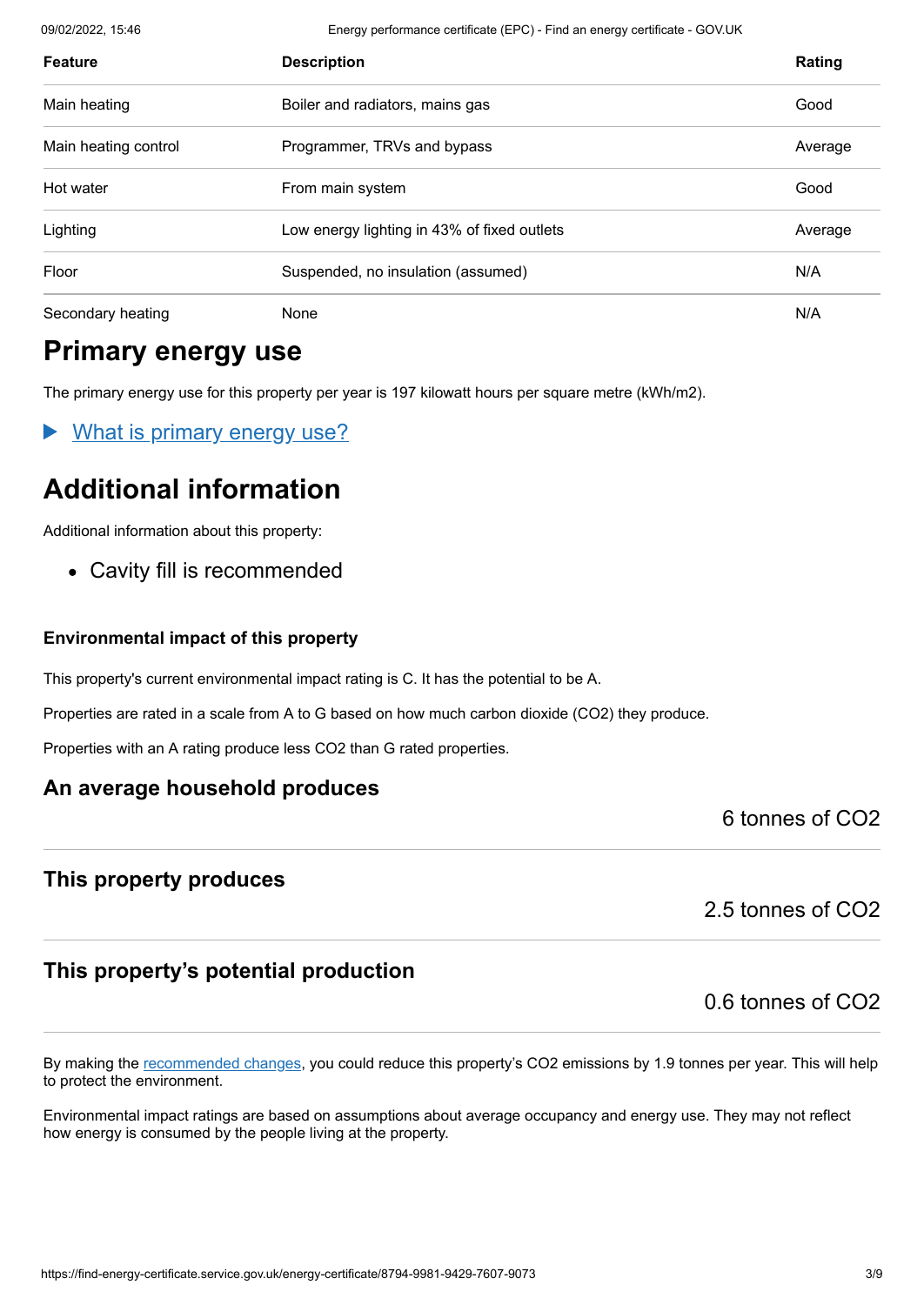| Feature | Description | Rating |
|---|---|---|
| Main heating | Boiler and radiators, mains gas | Good |
| Main heating control | Programmer, TRVs and bypass | Average |
| Hot water | From main system | Good |
| Lighting | Low energy lighting in 43% of fixed outlets | Average |
| Floor | Suspended, no insulation (assumed) | N/A |
| Secondary heating | None | N/A |

## Primary energy use

The primary energy use for this property per year is 197 kilowatt hours per square metre (kWh/m2).

▶ What is primary energy use?

## Additional information

Additional information about this property:

- Cavity fill is recommended

#### Environmental impact of this property

This property's current environmental impact rating is C. It has the potential to be A.

Properties are rated in a scale from A to G based on how much carbon dioxide ($CO_2$) they produce.

Properties with an A rating produce less $CO_2$ than G rated properties.

### An average household produces

6 tonnes of $CO_2$

### This property produces

2.5 tonnes of $CO_2$

### This property's potential production

0.6 tonnes of $CO_2$

By making the recommended changes, you could reduce this property's $CO_2$ emissions by 1.9 tonnes per year. This will help to protect the environment.

Environmental impact ratings are based on assumptions about average occupancy and energy use. They may not reflect how energy is consumed by the people living at the property.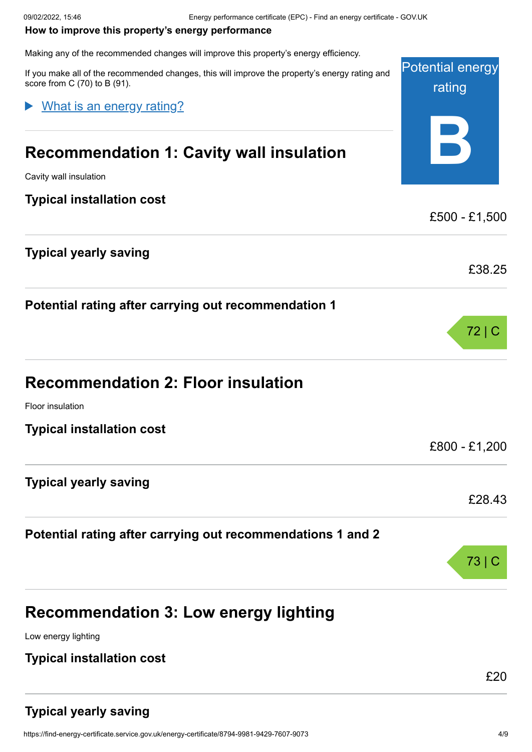**How to improve this property's energy performance**

Making any of the recommended changes will improve this property's energy efficiency.

If you make all of the recommended changes, this will improve the property's energy rating and score from C (70) to B (91).

Potential energy rating

**B**

▶ What is an energy rating?

## Recommendation 1: Cavity wall insulation

Cavity wall insulation

**Typical installation cost**

£500 - £1,500

**Typical yearly saving**

£38.25

**Potential rating after carrying out recommendation 1**

72 | C

## Recommendation 2: Floor insulation

Floor insulation

**Typical installation cost**

£800 - £1,200

**Typical yearly saving**

£28.43

**Potential rating after carrying out recommendations 1 and 2**

73 | C

## Recommendation 3: Low energy lighting

Low energy lighting

**Typical installation cost**

£20

**Typical yearly saving**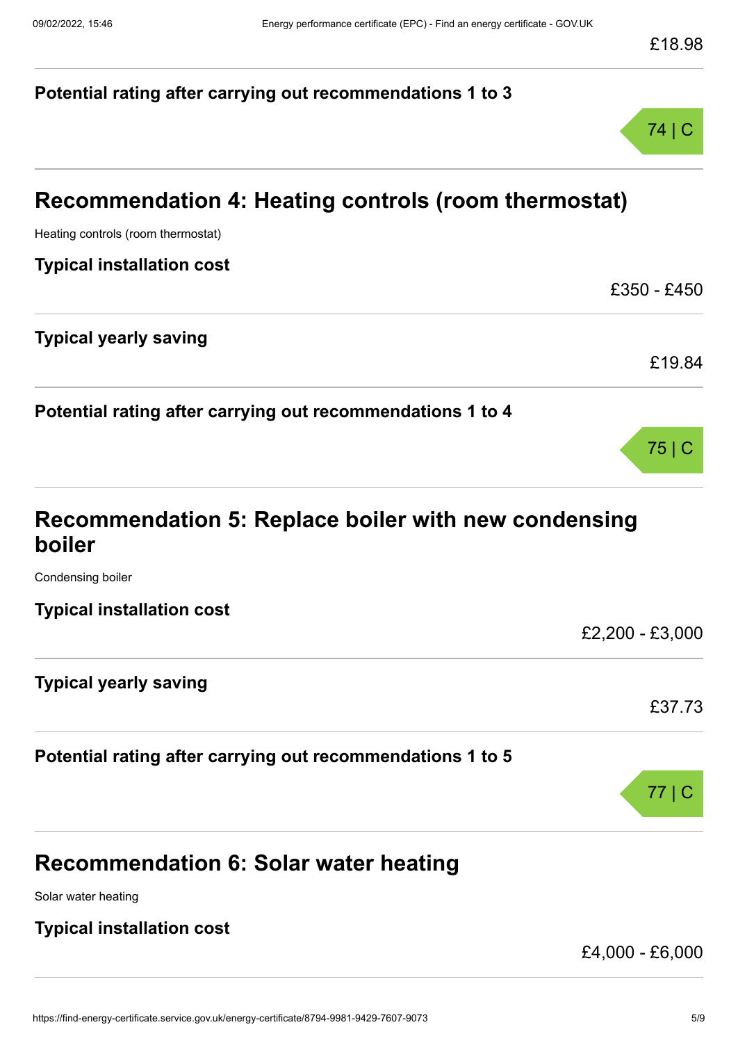£18.98

**Potential rating after carrying out recommendations 1 to 3**

74 | C

## Recommendation 4: Heating controls (room thermostat)

Heating controls (room thermostat)

**Typical installation cost**

£350 - £450

**Typical yearly saving**

£19.84

**Potential rating after carrying out recommendations 1 to 4**

75 | C

## Recommendation 5: Replace boiler with new condensing boiler

Condensing boiler

**Typical installation cost**

£2,200 - £3,000

**Typical yearly saving**

£37.73

**Potential rating after carrying out recommendations 1 to 5**

77 | C

## Recommendation 6: Solar water heating

Solar water heating

**Typical installation cost**

£4,000 - £6,000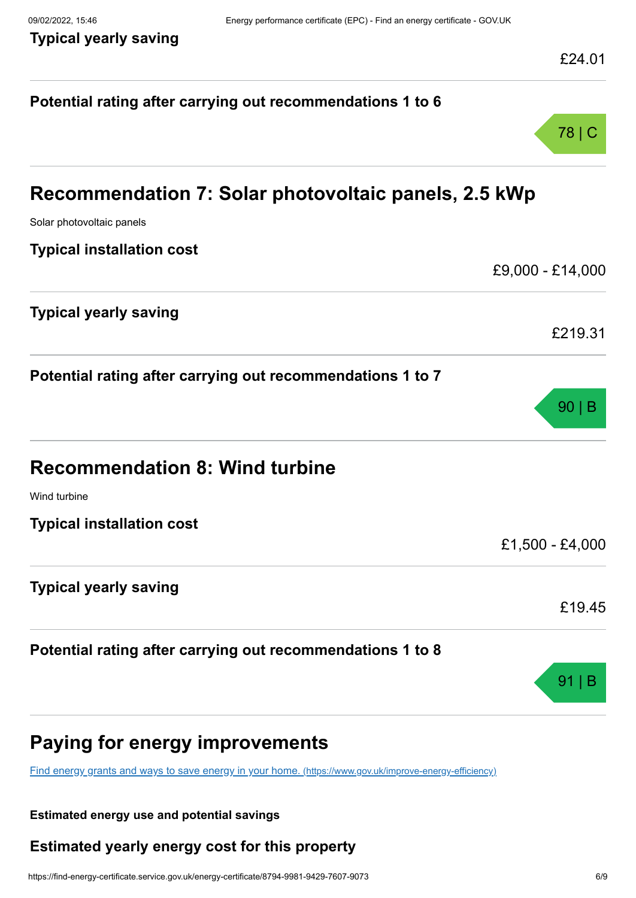**Typical yearly saving**

£24.01

**Potential rating after carrying out recommendations 1 to 6**

78 | C

## Recommendation 7: Solar photovoltaic panels, 2.5 kWp

Solar photovoltaic panels

**Typical installation cost**

£9,000 - £14,000

**Typical yearly saving**

£219.31

**Potential rating after carrying out recommendations 1 to 7**

90 | B

## Recommendation 8: Wind turbine

Wind turbine

**Typical installation cost**

£1,500 - £4,000

**Typical yearly saving**

£19.45

**Potential rating after carrying out recommendations 1 to 8**

91 | B

## Paying for energy improvements

[Find energy grants and ways to save energy in your home. (https://www.gov.uk/improve-energy-efficiency)](https://www.gov.uk/improve-energy-efficiency)

**Estimated energy use and potential savings**

### Estimated yearly energy cost for this property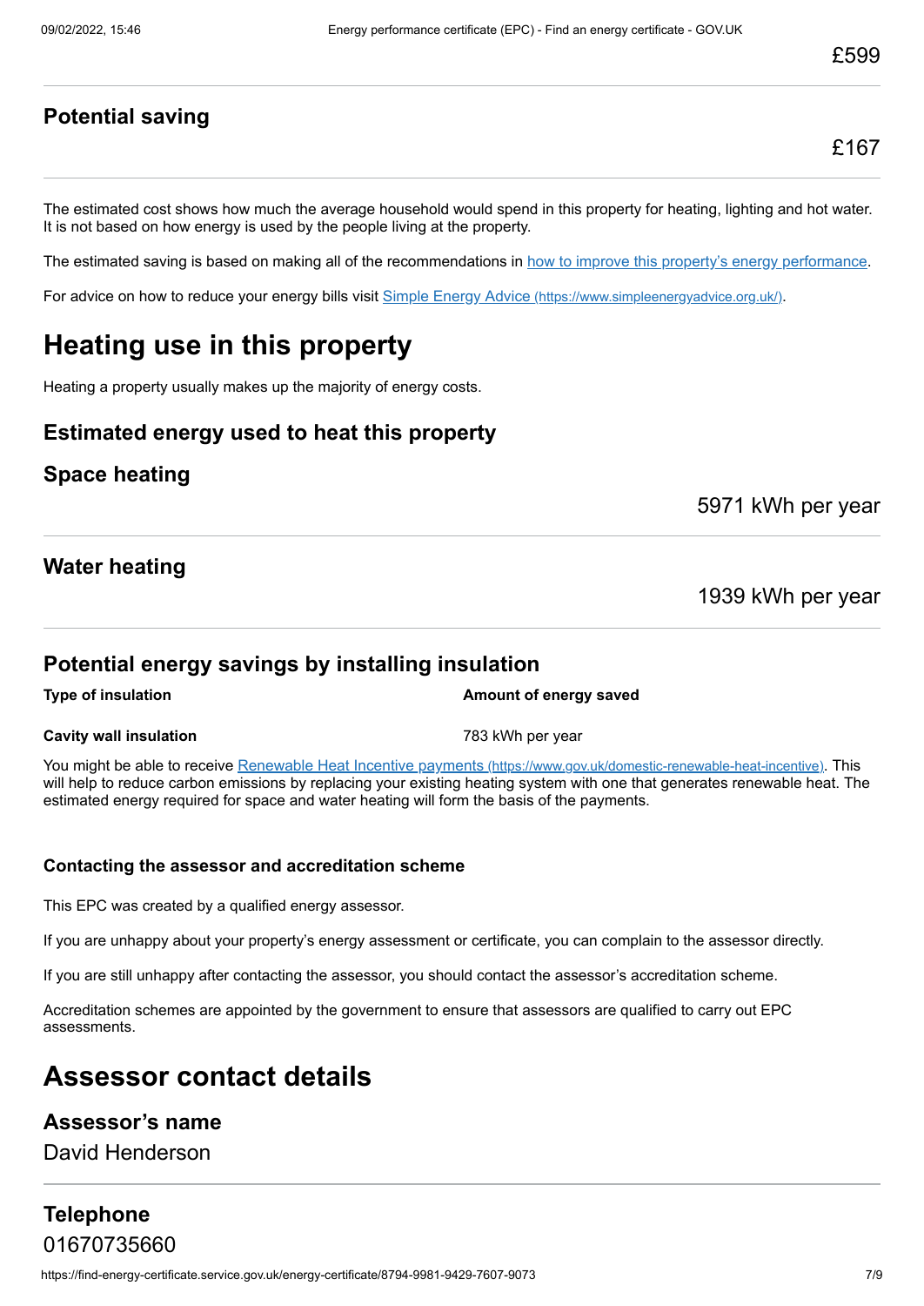£599

### Potential saving

£167

The estimated cost shows how much the average household would spend in this property for heating, lighting and hot water. It is not based on how energy is used by the people living at the property.

The estimated saving is based on making all of the recommendations in [how to improve this property's energy performance](#).

For advice on how to reduce your energy bills visit [Simple Energy Advice (https://www.simpleenergyadvice.org.uk/)](https://www.simpleenergyadvice.org.uk/).

# Heating use in this property

Heating a property usually makes up the majority of energy costs.

### Estimated energy used to heat this property

### Space heating

5971 kWh per year

### Water heating

1939 kWh per year

### Potential energy savings by installing insulation

| Type of insulation | Amount of energy saved |
| --- | --- |
| **Cavity wall insulation** | 783 kWh per year |

You might be able to receive [Renewable Heat Incentive payments (https://www.gov.uk/domestic-renewable-heat-incentive)](https://www.gov.uk/domestic-renewable-heat-incentive). This will help to reduce carbon emissions by replacing your existing heating system with one that generates renewable heat. The estimated energy required for space and water heating will form the basis of the payments.

#### Contacting the assessor and accreditation scheme

This EPC was created by a qualified energy assessor.

If you are unhappy about your property's energy assessment or certificate, you can complain to the assessor directly.

If you are still unhappy after contacting the assessor, you should contact the assessor's accreditation scheme.

Accreditation schemes are appointed by the government to ensure that assessors are qualified to carry out EPC assessments.

# Assessor contact details

### Assessor's name

David Henderson

### Telephone

01670735660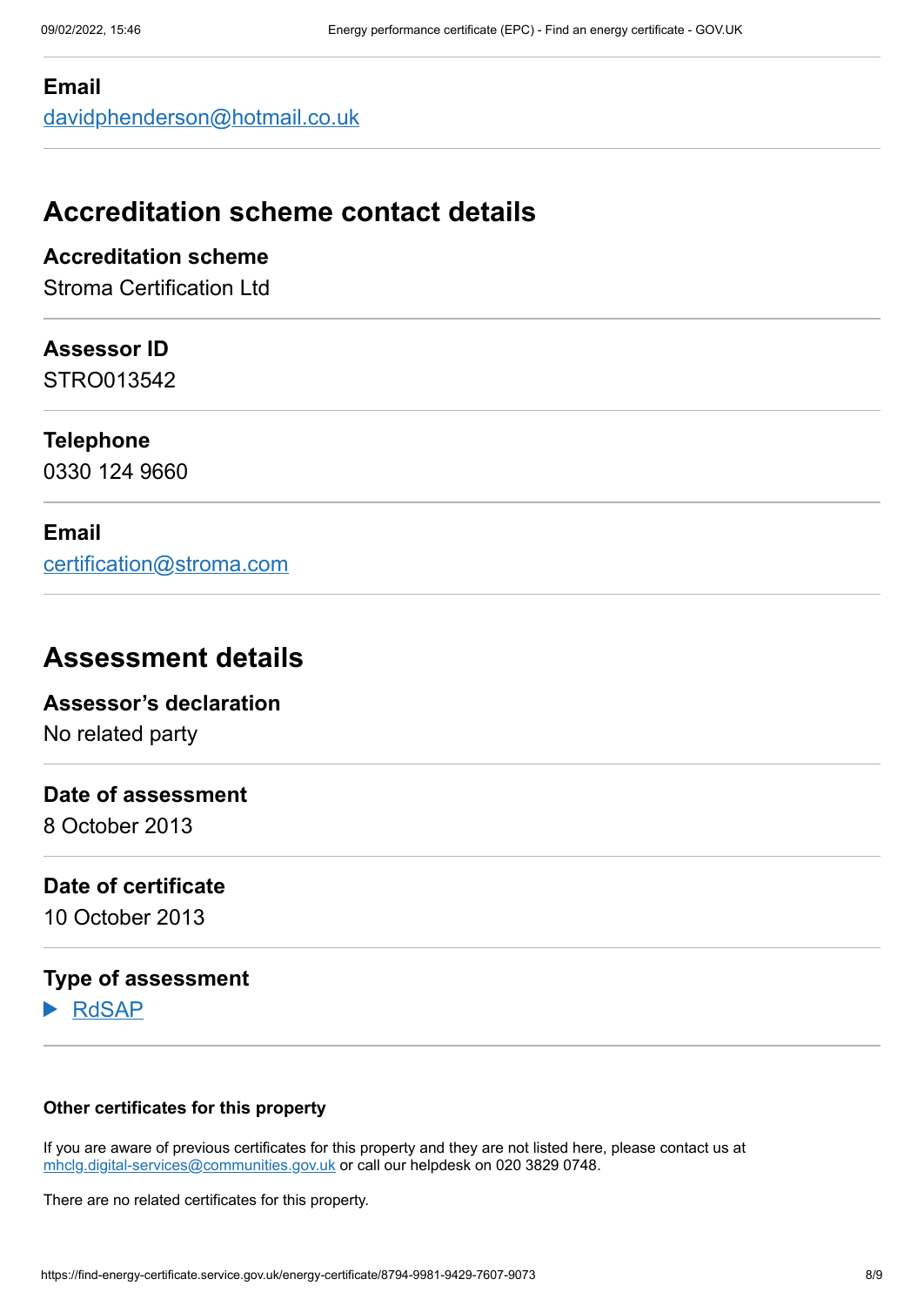### Email

davidphenderson@hotmail.co.uk

## Accreditation scheme contact details

### Accreditation scheme

Stroma Certification Ltd

### Assessor ID

STRO013542

### Telephone

0330 124 9660

### Email

certification@stroma.com

## Assessment details

### Assessor's declaration

No related party

### Date of assessment

8 October 2013

### Date of certificate

10 October 2013

### Type of assessment

▶ RdSAP

#### Other certificates for this property

If you are aware of previous certificates for this property and they are not listed here, please contact us at mhclg.digital-services@communities.gov.uk or call our helpdesk on 020 3829 0748.

There are no related certificates for this property.